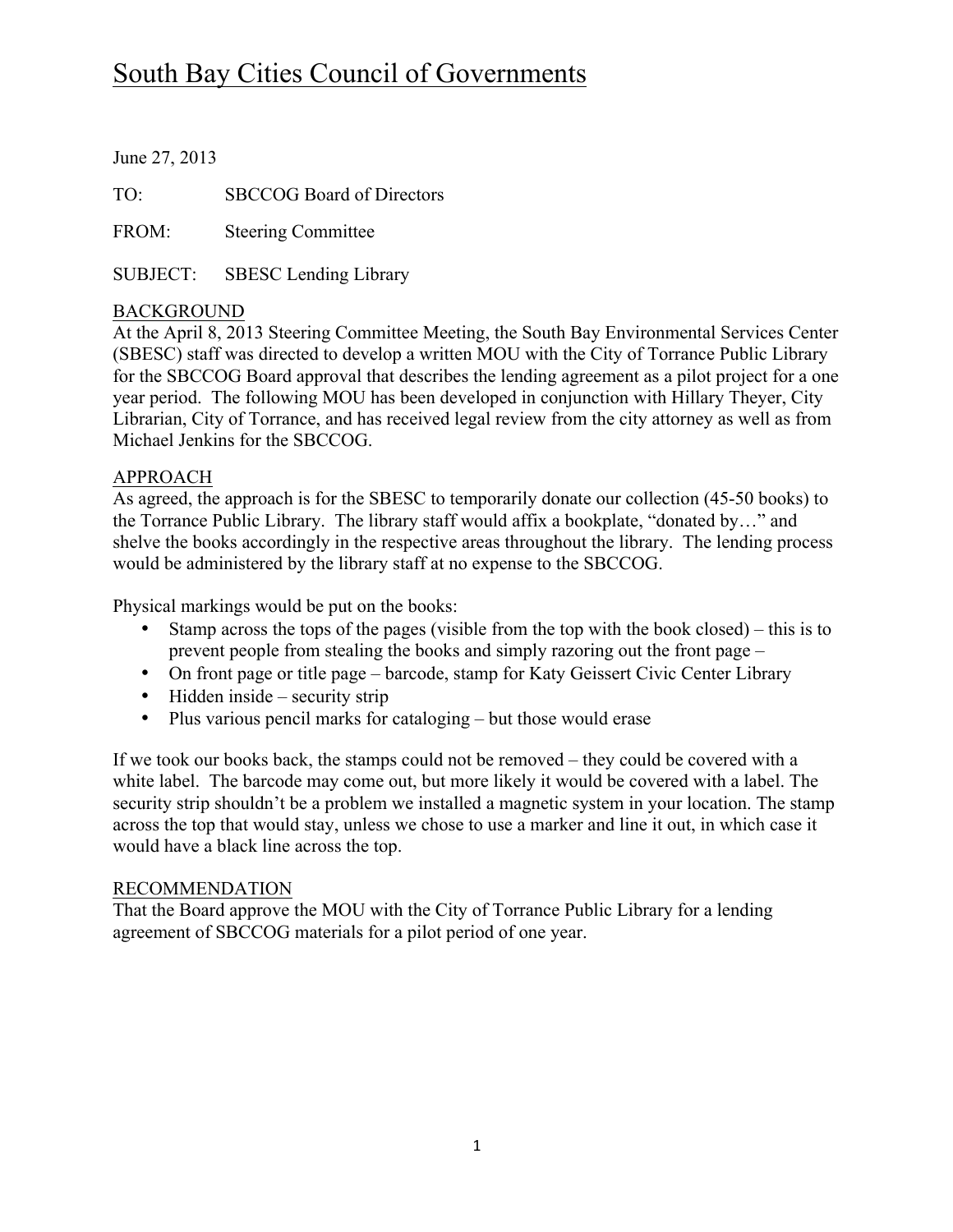# South Bay Cities Council of Governments

June 27, 2013

TO: SBCCOG Board of Directors

FROM: Steering Committee

SUBJECT: SBESC Lending Library

## BACKGROUND

At the April 8, 2013 Steering Committee Meeting, the South Bay Environmental Services Center (SBESC) staff was directed to develop a written MOU with the City of Torrance Public Library for the SBCCOG Board approval that describes the lending agreement as a pilot project for a one year period. The following MOU has been developed in conjunction with Hillary Theyer, City Librarian, City of Torrance, and has received legal review from the city attorney as well as from Michael Jenkins for the SBCCOG.

## APPROACH

As agreed, the approach is for the SBESC to temporarily donate our collection (45-50 books) to the Torrance Public Library. The library staff would affix a bookplate, "donated by…" and shelve the books accordingly in the respective areas throughout the library. The lending process would be administered by the library staff at no expense to the SBCCOG.

Physical markings would be put on the books:

- Stamp across the tops of the pages (visible from the top with the book closed) – this is to prevent people from stealing the books and simply razoring out the front page –
- On front page or title page – barcode, stamp for Katy Geissert Civic Center Library
- Hidden inside – security strip
- Plus various pencil marks for cataloging – but those would erase

If we took our books back, the stamps could not be removed – they could be covered with a white label. The barcode may come out, but more likely it would be covered with a label. The security strip shouldn't be a problem we installed a magnetic system in your location. The stamp across the top that would stay, unless we chose to use a marker and line it out, in which case it would have a black line across the top.

## RECOMMENDATION

That the Board approve the MOU with the City of Torrance Public Library for a lending agreement of SBCCOG materials for a pilot period of one year.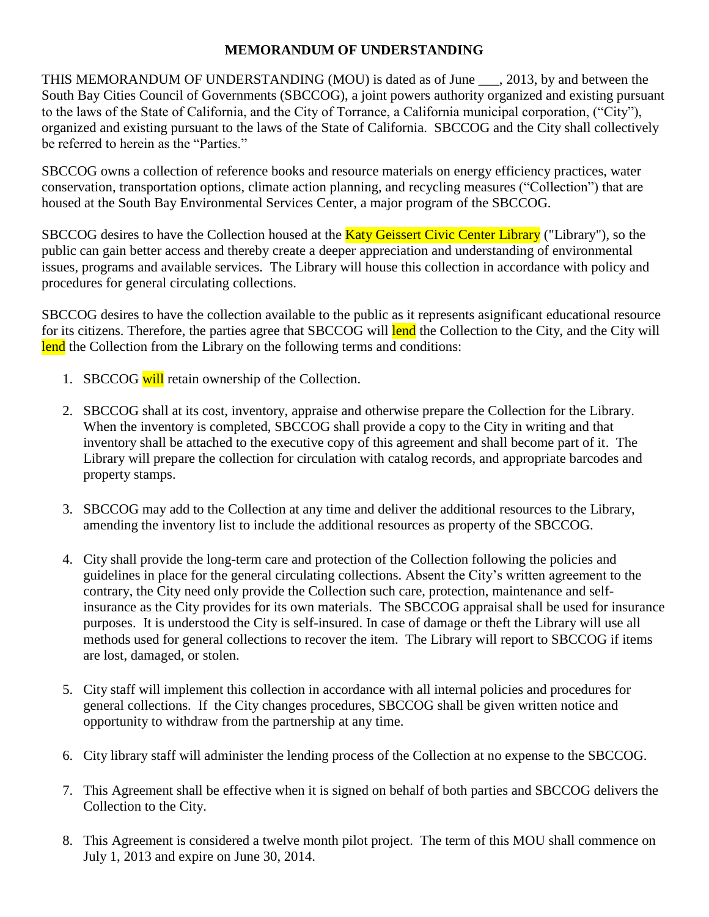**MEMORANDUM OF UNDERSTANDING**

THIS MEMORANDUM OF UNDERSTANDING (MOU) is dated as of June ___, 2013, by and between the South Bay Cities Council of Governments (SBCCOG), a joint powers authority organized and existing pursuant to the laws of the State of California, and the City of Torrance, a California municipal corporation, ("City"), organized and existing pursuant to the laws of the State of California. SBCCOG and the City shall collectively be referred to herein as the "Parties."

SBCCOG owns a collection of reference books and resource materials on energy efficiency practices, water conservation, transportation options, climate action planning, and recycling measures ("Collection") that are housed at the South Bay Environmental Services Center, a major program of the SBCCOG.

SBCCOG desires to have the Collection housed at the Katy Geissert Civic Center Library ("Library"), so the public can gain better access and thereby create a deeper appreciation and understanding of environmental issues, programs and available services. The Library will house this collection in accordance with policy and procedures for general circulating collections.

SBCCOG desires to have the collection available to the public as it represents asignificant educational resource for its citizens. Therefore, the parties agree that SBCCOG will lend the Collection to the City, and the City will lend the Collection from the Library on the following terms and conditions:

1. SBCCOG will retain ownership of the Collection.

2. SBCCOG shall at its cost, inventory, appraise and otherwise prepare the Collection for the Library. When the inventory is completed, SBCCOG shall provide a copy to the City in writing and that inventory shall be attached to the executive copy of this agreement and shall become part of it. The Library will prepare the collection for circulation with catalog records, and appropriate barcodes and property stamps.

3. SBCCOG may add to the Collection at any time and deliver the additional resources to the Library, amending the inventory list to include the additional resources as property of the SBCCOG.

4. City shall provide the long-term care and protection of the Collection following the policies and guidelines in place for the general circulating collections. Absent the City's written agreement to the contrary, the City need only provide the Collection such care, protection, maintenance and self-insurance as the City provides for its own materials. The SBCCOG appraisal shall be used for insurance purposes. It is understood the City is self-insured. In case of damage or theft the Library will use all methods used for general collections to recover the item. The Library will report to SBCCOG if items are lost, damaged, or stolen.

5. City staff will implement this collection in accordance with all internal policies and procedures for general collections. If the City changes procedures, SBCCOG shall be given written notice and opportunity to withdraw from the partnership at any time.

6. City library staff will administer the lending process of the Collection at no expense to the SBCCOG.

7. This Agreement shall be effective when it is signed on behalf of both parties and SBCCOG delivers the Collection to the City.

8. This Agreement is considered a twelve month pilot project. The term of this MOU shall commence on July 1, 2013 and expire on June 30, 2014.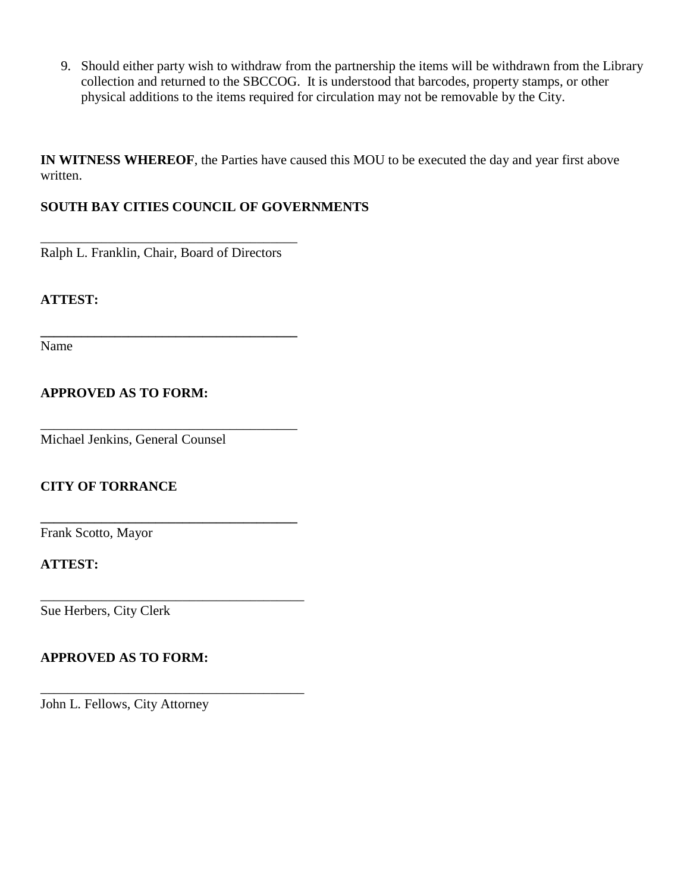9. Should either party wish to withdraw from the partnership the items will be withdrawn from the Library collection and returned to the SBCCOG. It is understood that barcodes, property stamps, or other physical additions to the items required for circulation may not be removable by the City.

**IN WITNESS WHEREOF**, the Parties have caused this MOU to be executed the day and year first above written.

**SOUTH BAY CITIES COUNCIL OF GOVERNMENTS**

\_\_\_\_\_\_\_\_\_\_\_\_\_\_\_\_\_\_\_\_\_\_\_\_\_\_\_\_\_\_\_\_\_\_\_\_\_\_
Ralph L. Franklin, Chair, Board of Directors

**ATTEST:**

\_\_\_\_\_\_\_\_\_\_\_\_\_\_\_\_\_\_\_\_\_\_\_\_\_\_\_\_\_\_\_\_\_\_\_\_\_\_
Name

**APPROVED AS TO FORM:**

\_\_\_\_\_\_\_\_\_\_\_\_\_\_\_\_\_\_\_\_\_\_\_\_\_\_\_\_\_\_\_\_\_\_\_\_\_\_
Michael Jenkins, General Counsel

**CITY OF TORRANCE**

\_\_\_\_\_\_\_\_\_\_\_\_\_\_\_\_\_\_\_\_\_\_\_\_\_\_\_\_\_\_\_\_\_\_\_\_\_\_
Frank Scotto, Mayor

**ATTEST:**

\_\_\_\_\_\_\_\_\_\_\_\_\_\_\_\_\_\_\_\_\_\_\_\_\_\_\_\_\_\_\_\_\_\_\_\_\_\_
Sue Herbers, City Clerk

**APPROVED AS TO FORM:**

\_\_\_\_\_\_\_\_\_\_\_\_\_\_\_\_\_\_\_\_\_\_\_\_\_\_\_\_\_\_\_\_\_\_\_\_\_\_
John L. Fellows, City Attorney